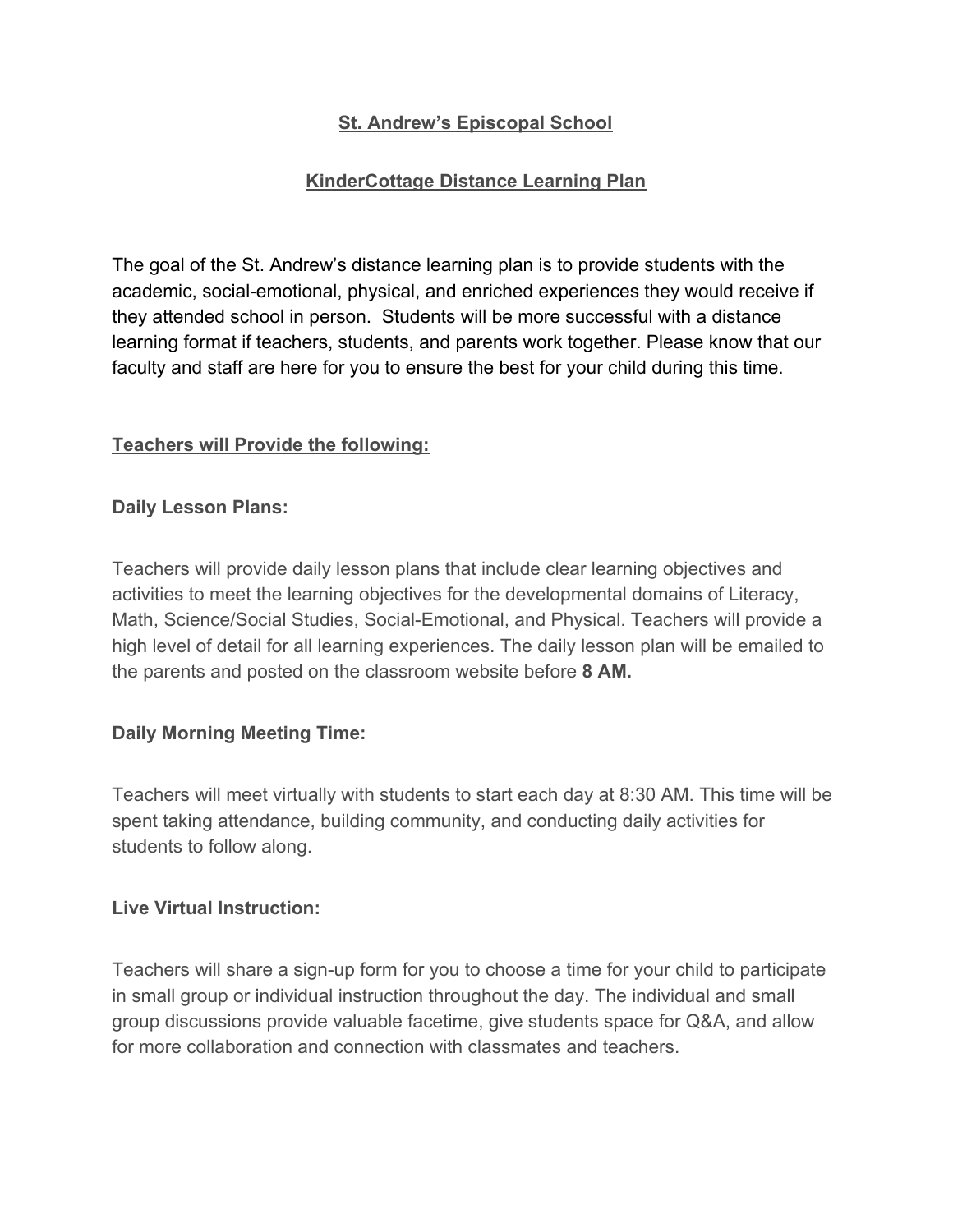# St. Andrew's Episcopal School

## KinderCottage Distance Learning Plan

The goal of the St. Andrew's distance learning plan is to provide students with the academic, social-emotional, physical, and enriched experiences they would receive if they attended school in person. Students will be more successful with a distance learning format if teachers, students, and parents work together. Please know that our faculty and staff are here for you to ensure the best for your child during this time.

### Teachers will Provide the following:

**Daily Lesson Plans:**

Teachers will provide daily lesson plans that include clear learning objectives and activities to meet the learning objectives for the developmental domains of Literacy, Math, Science/Social Studies, Social-Emotional, and Physical. Teachers will provide a high level of detail for all learning experiences. The daily lesson plan will be emailed to the parents and posted on the classroom website before **8 AM.**

**Daily Morning Meeting Time:**

Teachers will meet virtually with students to start each day at 8:30 AM. This time will be spent taking attendance, building community, and conducting daily activities for students to follow along.

**Live Virtual Instruction:**

Teachers will share a sign-up form for you to choose a time for your child to participate in small group or individual instruction throughout the day. The individual and small group discussions provide valuable facetime, give students space for Q&A, and allow for more collaboration and connection with classmates and teachers.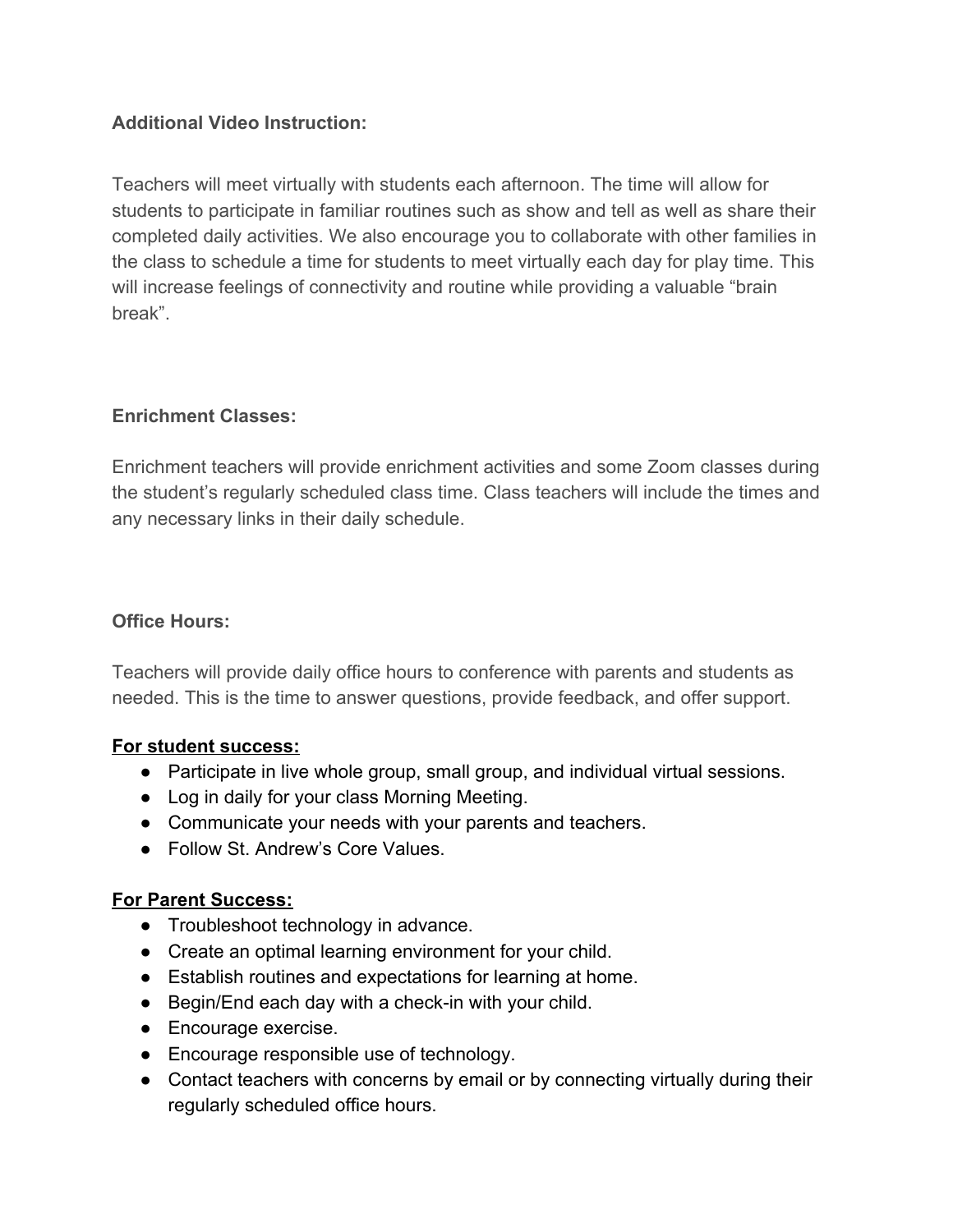**Additional Video Instruction:**

Teachers will meet virtually with students each afternoon. The time will allow for students to participate in familiar routines such as show and tell as well as share their completed daily activities. We also encourage you to collaborate with other families in the class to schedule a time for students to meet virtually each day for play time. This will increase feelings of connectivity and routine while providing a valuable "brain break".

**Enrichment Classes:**

Enrichment teachers will provide enrichment activities and some Zoom classes during the student's regularly scheduled class time. Class teachers will include the times and any necessary links in their daily schedule.

**Office Hours:**

Teachers will provide daily office hours to conference with parents and students as needed. This is the time to answer questions, provide feedback, and offer support.

**<u>For student success:</u>**

- Participate in live whole group, small group, and individual virtual sessions.
- Log in daily for your class Morning Meeting.
- Communicate your needs with your parents and teachers.
- Follow St. Andrew's Core Values.

**<u>For Parent Success:</u>**

- Troubleshoot technology in advance.
- Create an optimal learning environment for your child.
- Establish routines and expectations for learning at home.
- Begin/End each day with a check-in with your child.
- Encourage exercise.
- Encourage responsible use of technology.
- Contact teachers with concerns by email or by connecting virtually during their regularly scheduled office hours.